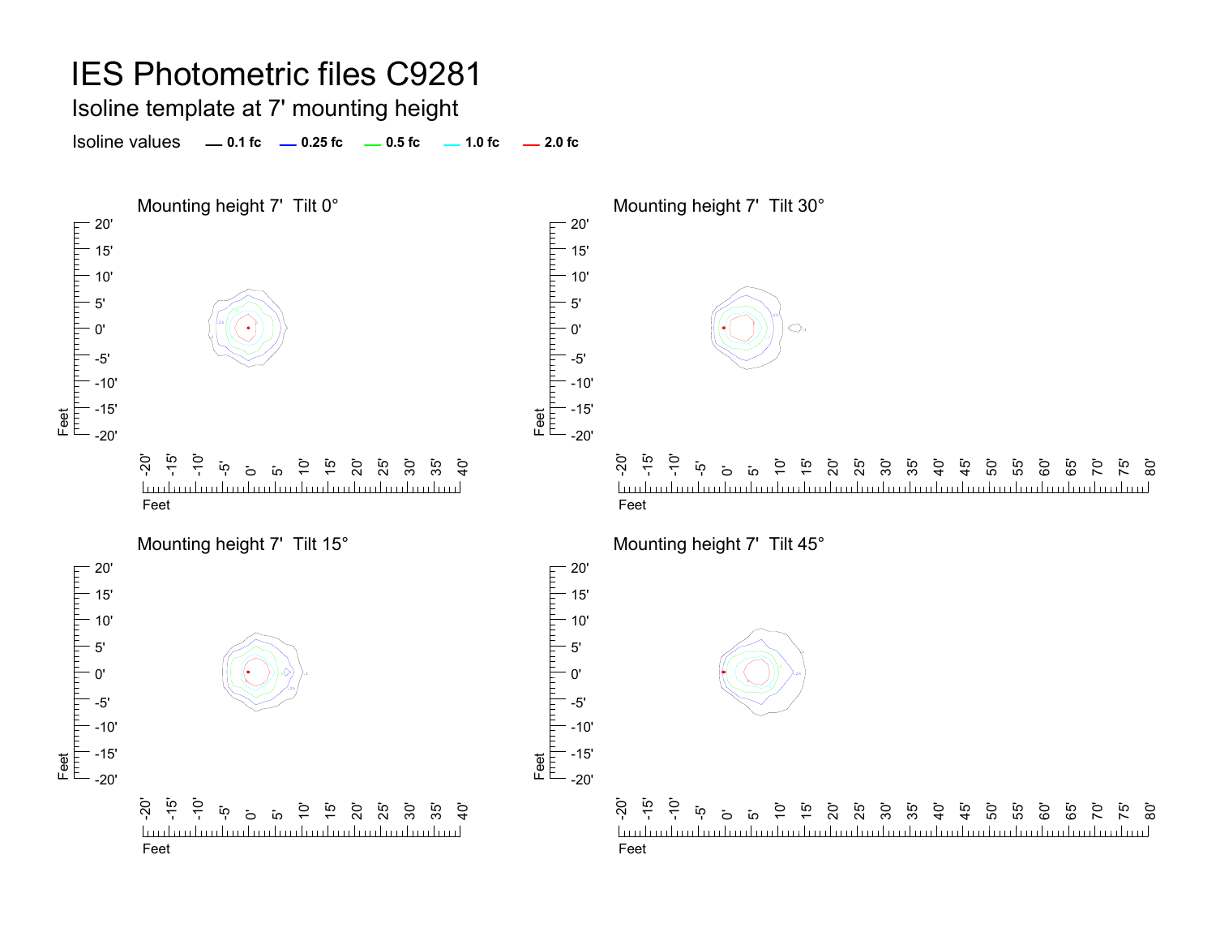# IES Photometric files C9281

## Isoline template at 7' mounting height

Isoline values — 0.1 fc — 0.25 fc — 0.5 fc — 1.0 fc — 2.0 fc

### Mounting height 7' Tilt 0°

### Mounting height 7' Tilt 30°

### Mounting height 7' Tilt 15°

### Mounting height 7' Tilt 45°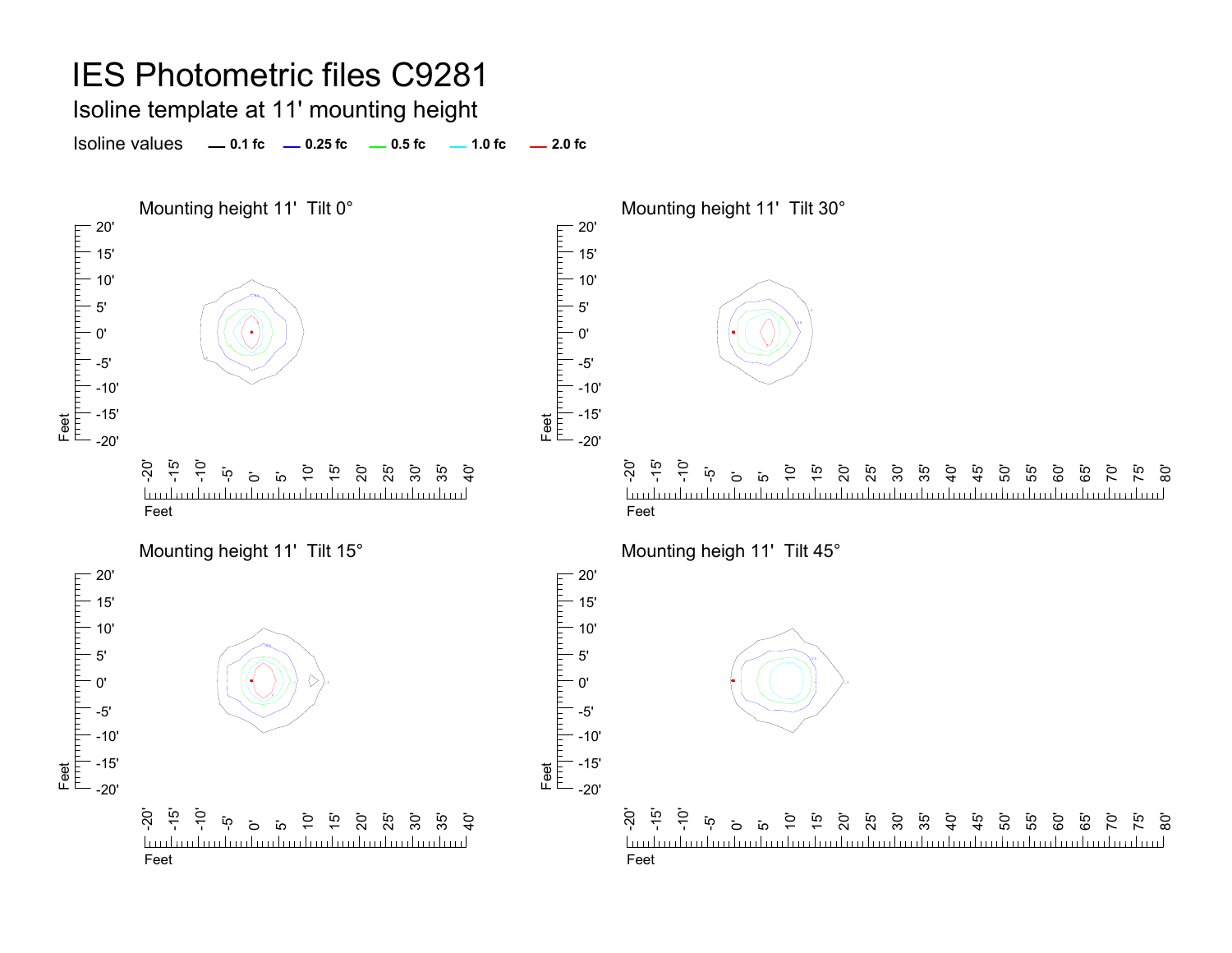# IES Photometric files C9281

## Isoline template at 11' mounting height

Isoline values — 0.1 fc — 0.25 fc — 0.5 fc — 1.0 fc — 2.0 fc

### Mounting height 11'  Tilt 0°

### Mounting height 11'  Tilt 30°

### Mounting height 11'  Tilt 15°

### Mounting heigh 11'  Tilt 45°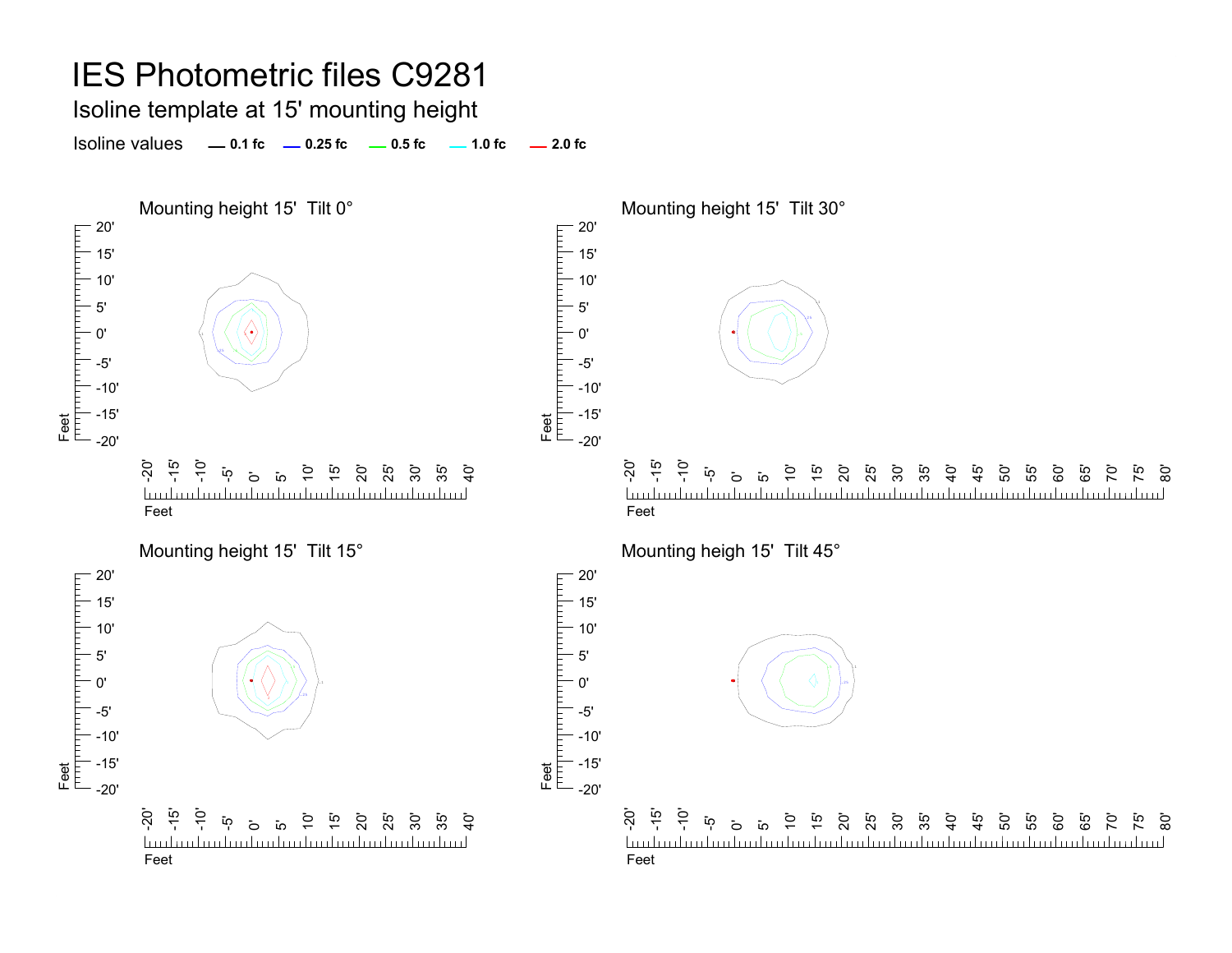# IES Photometric files C9281

## Isoline template at 15' mounting height

Isoline values — 0.1 fc — 0.25 fc — 0.5 fc — 1.0 fc — 2.0 fc

### Mounting height 15' Tilt 0°

### Mounting height 15' Tilt 30°

### Mounting height 15' Tilt 15°

### Mounting heigh 15' Tilt 45°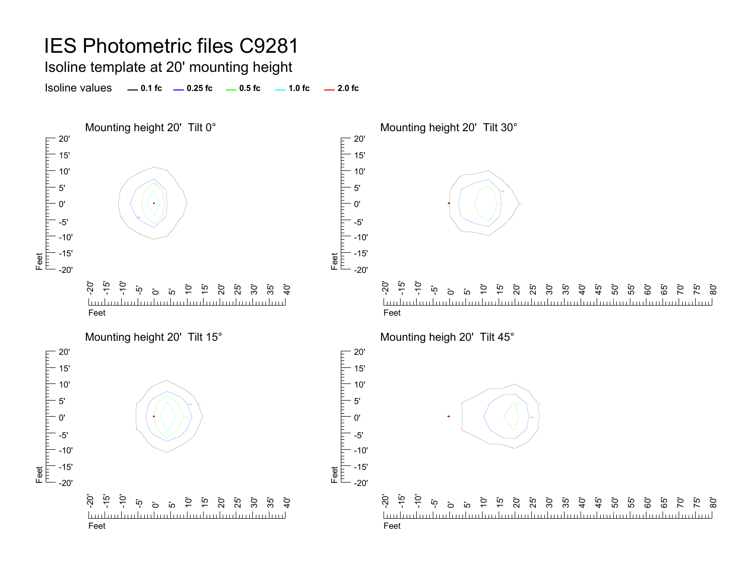# IES Photometric files C9281

## Isoline template at 20' mounting height

Isoline values **0.1 fc** **0.25 fc** **0.5 fc** **1.0 fc** **2.0 fc**

Mounting height 20' Tilt 0°

Mounting height 20' Tilt 30°

Mounting height 20' Tilt 15°

Mounting heigh 20' Tilt 45°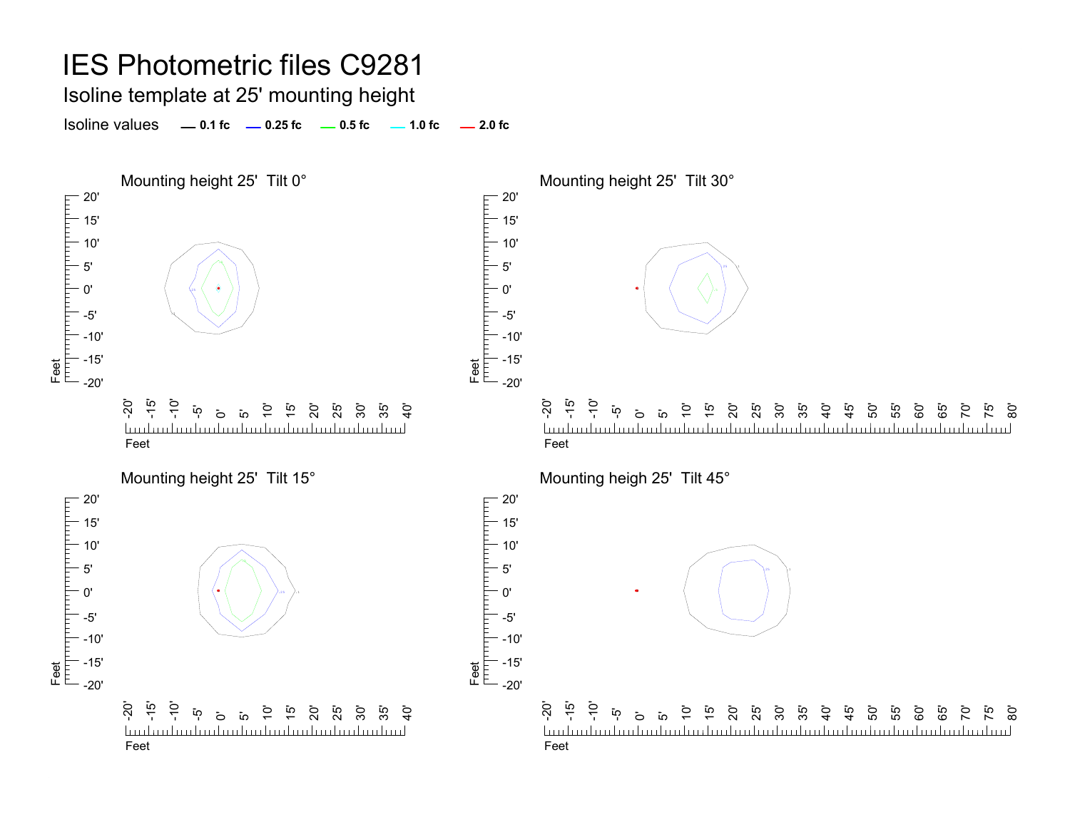# IES Photometric files C9281

## Isoline template at 25' mounting height

Isoline values — 0.1 fc — 0.25 fc — 0.5 fc — 1.0 fc — 2.0 fc

Mounting height 25' Tilt 0°

Mounting height 25' Tilt 30°

Mounting height 25' Tilt 15°

Mounting heigh 25' Tilt 45°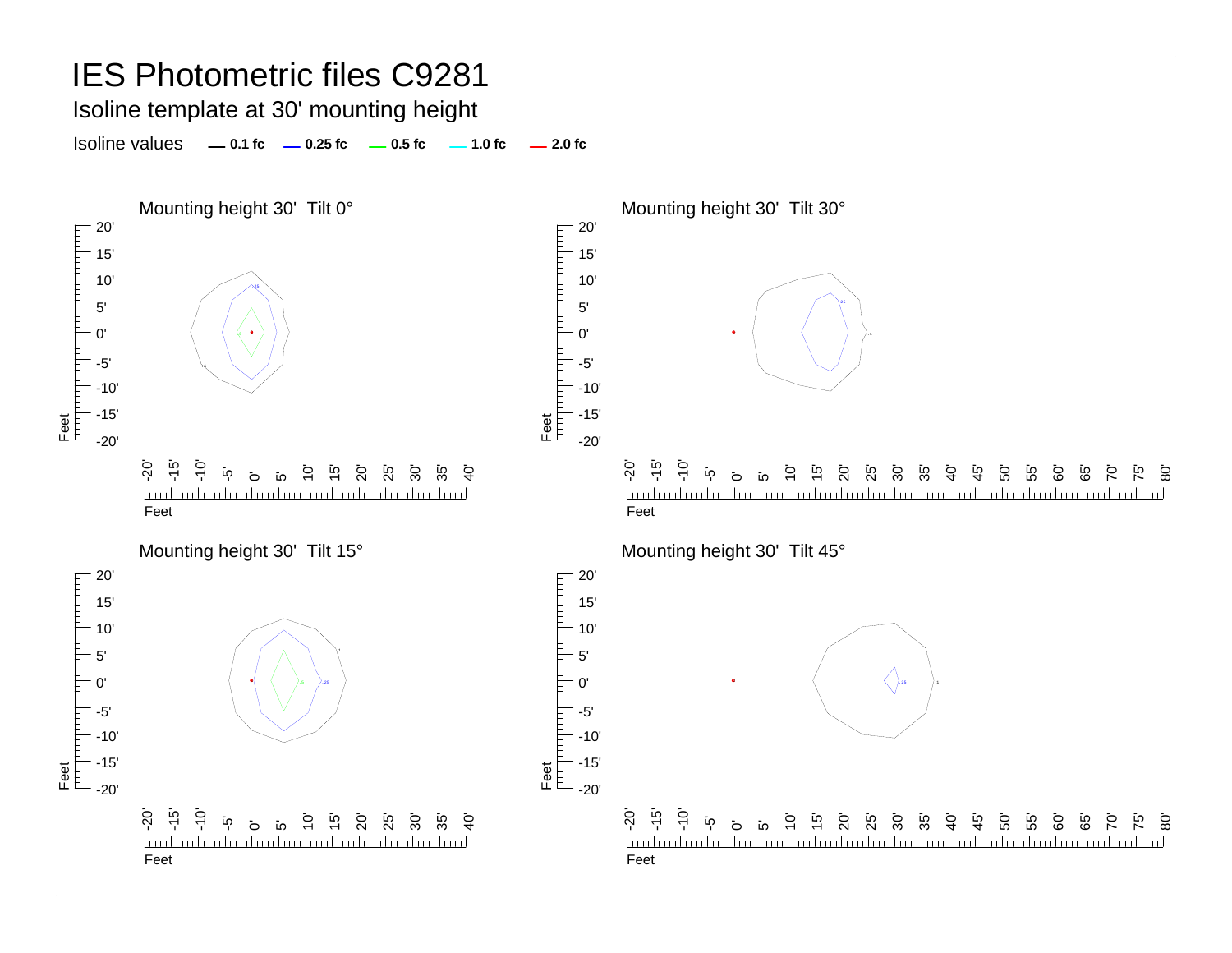# IES Photometric files C9281

## Isoline template at 30' mounting height

Isoline values — 0.1 fc — 0.25 fc — 0.5 fc — 1.0 fc — 2.0 fc

### Mounting height 30' Tilt 0°

### Mounting height 30' Tilt 30°

### Mounting height 30' Tilt 15°

### Mounting height 30' Tilt 45°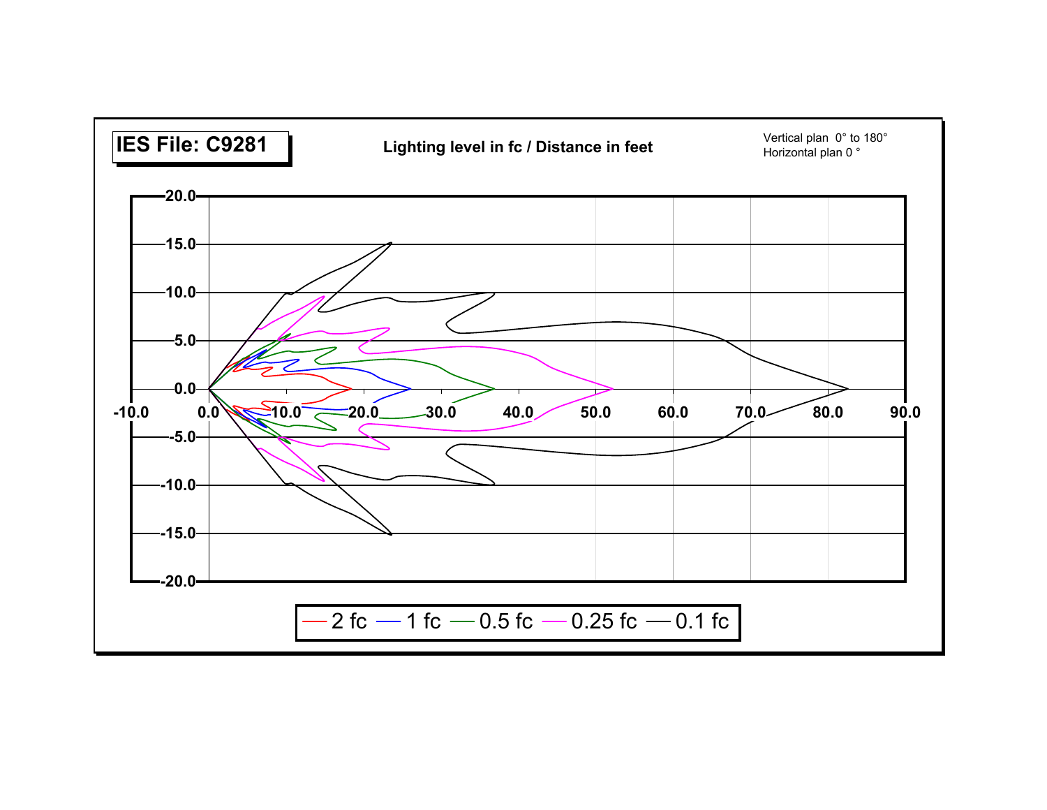**IES File: C9281**

**Lighting level in fc / Distance in feet**

Vertical plan 0° to 180°
Horizontal plan 0 °

20.0
15.0
10.0
5.0
0.0
-5.0
-10.0
-15.0
-20.0

-10.0 0.0 10.0 20.0 30.0 40.0 50.0 60.0 70.0 80.0 90.0

2 fc 1 fc 0.5 fc 0.25 fc 0.1 fc